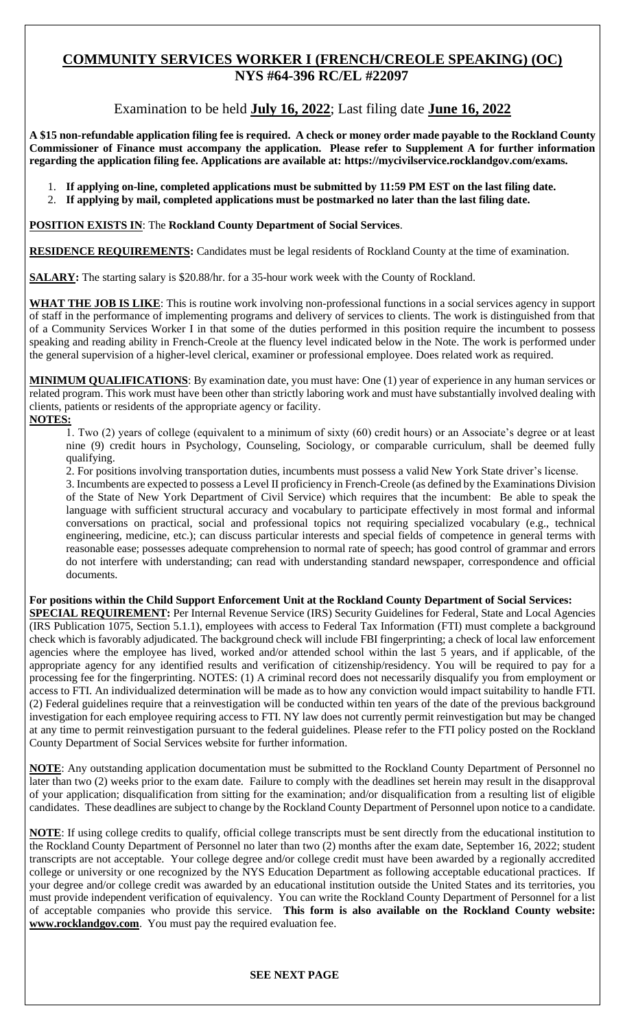# COMMUNITY SERVICES WORKER I (FRENCH/CREOLE SPEAKING) (OC)
## NYS #64-396 RC/EL #22097

Examination to be held **July 16, 2022**; Last filing date **June 16, 2022**

**A $15 non-refundable application filing fee is required. A check or money order made payable to the Rockland County Commissioner of Finance must accompany the application. Please refer to Supplement A for further information regarding the application filing fee. Applications are available at: https://mycivilservice.rocklandgov.com/exams.**

1. **If applying on-line, completed applications must be submitted by 11:59 PM EST on the last filing date.**
2. **If applying by mail, completed applications must be postmarked no later than the last filing date.**

**POSITION EXISTS IN**: The **Rockland County Department of Social Services**.

**RESIDENCE REQUIREMENTS:** Candidates must be legal residents of Rockland County at the time of examination.

**SALARY:** The starting salary is $20.88/hr. for a 35-hour work week with the County of Rockland.

**WHAT THE JOB IS LIKE**: This is routine work involving non-professional functions in a social services agency in support of staff in the performance of implementing programs and delivery of services to clients. The work is distinguished from that of a Community Services Worker I in that some of the duties performed in this position require the incumbent to possess speaking and reading ability in French-Creole at the fluency level indicated below in the Note. The work is performed under the general supervision of a higher-level clerical, examiner or professional employee. Does related work as required.

**MINIMUM QUALIFICATIONS**: By examination date, you must have: One (1) year of experience in any human services or related program. This work must have been other than strictly laboring work and must have substantially involved dealing with clients, patients or residents of the appropriate agency or facility.

**NOTES:**

1. Two (2) years of college (equivalent to a minimum of sixty (60) credit hours) or an Associate's degree or at least nine (9) credit hours in Psychology, Counseling, Sociology, or comparable curriculum, shall be deemed fully qualifying.
2. For positions involving transportation duties, incumbents must possess a valid New York State driver's license.
3. Incumbents are expected to possess a Level II proficiency in French-Creole (as defined by the Examinations Division of the State of New York Department of Civil Service) which requires that the incumbent: Be able to speak the language with sufficient structural accuracy and vocabulary to participate effectively in most formal and informal conversations on practical, social and professional topics not requiring specialized vocabulary (e.g., technical engineering, medicine, etc.); can discuss particular interests and special fields of competence in general terms with reasonable ease; possesses adequate comprehension to normal rate of speech; has good control of grammar and errors do not interfere with understanding; can read with understanding standard newspaper, correspondence and official documents.

**For positions within the Child Support Enforcement Unit at the Rockland County Department of Social Services:**

**SPECIAL REQUIREMENT:** Per Internal Revenue Service (IRS) Security Guidelines for Federal, State and Local Agencies (IRS Publication 1075, Section 5.1.1), employees with access to Federal Tax Information (FTI) must complete a background check which is favorably adjudicated. The background check will include FBI fingerprinting; a check of local law enforcement agencies where the employee has lived, worked and/or attended school within the last 5 years, and if applicable, of the appropriate agency for any identified results and verification of citizenship/residency. You will be required to pay for a processing fee for the fingerprinting. NOTES: (1) A criminal record does not necessarily disqualify you from employment or access to FTI. An individualized determination will be made as to how any conviction would impact suitability to handle FTI. (2) Federal guidelines require that a reinvestigation will be conducted within ten years of the date of the previous background investigation for each employee requiring access to FTI. NY law does not currently permit reinvestigation but may be changed at any time to permit reinvestigation pursuant to the federal guidelines. Please refer to the FTI policy posted on the Rockland County Department of Social Services website for further information.

**NOTE**: Any outstanding application documentation must be submitted to the Rockland County Department of Personnel no later than two (2) weeks prior to the exam date. Failure to comply with the deadlines set herein may result in the disapproval of your application; disqualification from sitting for the examination; and/or disqualification from a resulting list of eligible candidates. These deadlines are subject to change by the Rockland County Department of Personnel upon notice to a candidate.

**NOTE**: If using college credits to qualify, official college transcripts must be sent directly from the educational institution to the Rockland County Department of Personnel no later than two (2) months after the exam date, September 16, 2022; student transcripts are not acceptable. Your college degree and/or college credit must have been awarded by a regionally accredited college or university or one recognized by the NYS Education Department as following acceptable educational practices. If your degree and/or college credit was awarded by an educational institution outside the United States and its territories, you must provide independent verification of equivalency. You can write the Rockland County Department of Personnel for a list of acceptable companies who provide this service. **This form is also available on the Rockland County website: www.rocklandgov.com**. You must pay the required evaluation fee.

**SEE NEXT PAGE**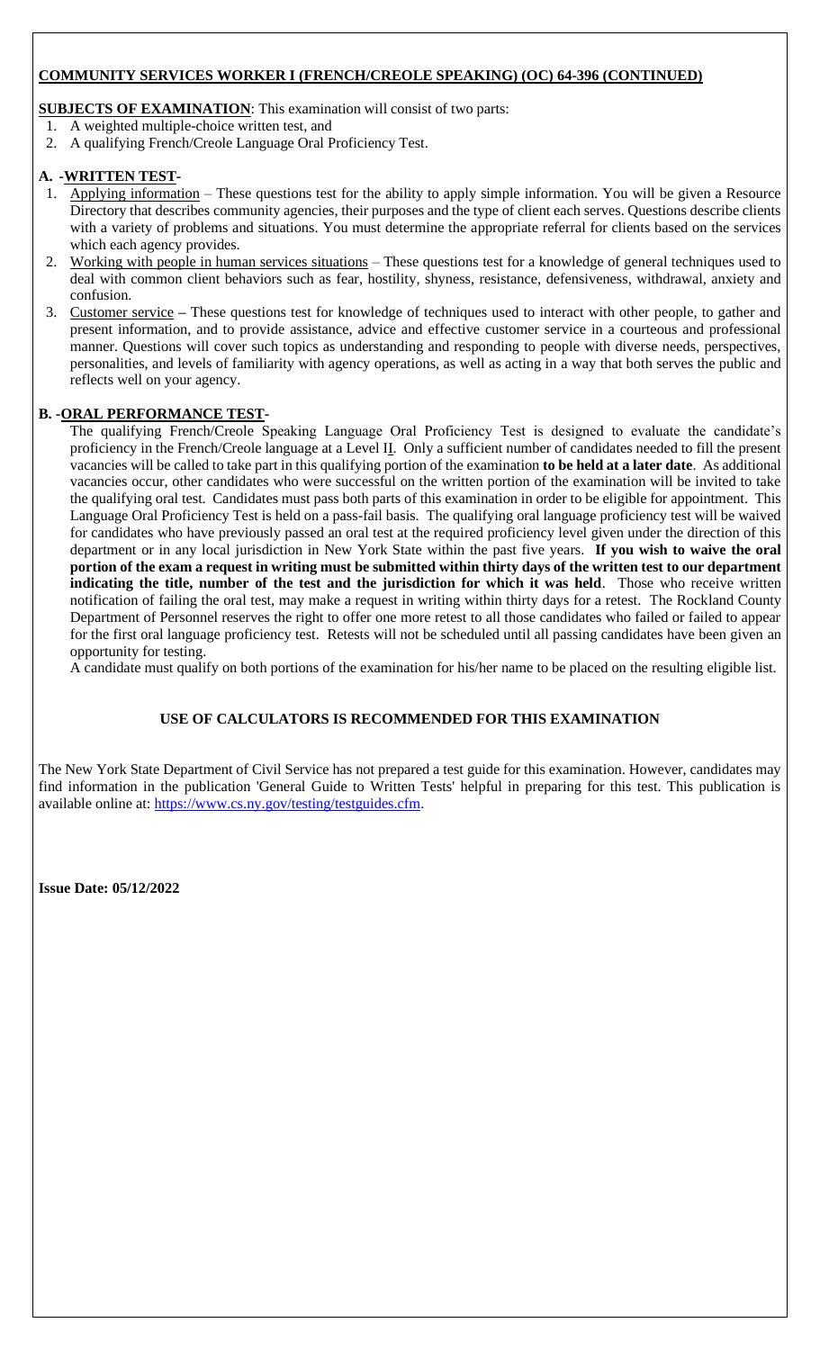**COMMUNITY SERVICES WORKER I (FRENCH/CREOLE SPEAKING) (OC) 64-396 (CONTINUED)**

**SUBJECTS OF EXAMINATION**: This examination will consist of two parts:

1. A weighted multiple-choice written test, and
2. A qualifying French/Creole Language Oral Proficiency Test.

**A. -WRITTEN TEST-**

1. Applying information – These questions test for the ability to apply simple information. You will be given a Resource Directory that describes community agencies, their purposes and the type of client each serves. Questions describe clients with a variety of problems and situations. You must determine the appropriate referral for clients based on the services which each agency provides.
2. Working with people in human services situations – These questions test for a knowledge of general techniques used to deal with common client behaviors such as fear, hostility, shyness, resistance, defensiveness, withdrawal, anxiety and confusion.
3. Customer service **–** These questions test for knowledge of techniques used to interact with other people, to gather and present information, and to provide assistance, advice and effective customer service in a courteous and professional manner. Questions will cover such topics as understanding and responding to people with diverse needs, perspectives, personalities, and levels of familiarity with agency operations, as well as acting in a way that both serves the public and reflects well on your agency.

**B. -ORAL PERFORMANCE TEST-**

The qualifying French/Creole Speaking Language Oral Proficiency Test is designed to evaluate the candidate's proficiency in the French/Creole language at a Level II. Only a sufficient number of candidates needed to fill the present vacancies will be called to take part in this qualifying portion of the examination **to be held at a later date**. As additional vacancies occur, other candidates who were successful on the written portion of the examination will be invited to take the qualifying oral test. Candidates must pass both parts of this examination in order to be eligible for appointment. This Language Oral Proficiency Test is held on a pass-fail basis. The qualifying oral language proficiency test will be waived for candidates who have previously passed an oral test at the required proficiency level given under the direction of this department or in any local jurisdiction in New York State within the past five years. **If you wish to waive the oral portion of the exam a request in writing must be submitted within thirty days of the written test to our department indicating the title, number of the test and the jurisdiction for which it was held**. Those who receive written notification of failing the oral test, may make a request in writing within thirty days for a retest. The Rockland County Department of Personnel reserves the right to offer one more retest to all those candidates who failed or failed to appear for the first oral language proficiency test. Retests will not be scheduled until all passing candidates have been given an opportunity for testing.

A candidate must qualify on both portions of the examination for his/her name to be placed on the resulting eligible list.

**USE OF CALCULATORS IS RECOMMENDED FOR THIS EXAMINATION**

The New York State Department of Civil Service has not prepared a test guide for this examination. However, candidates may find information in the publication 'General Guide to Written Tests' helpful in preparing for this test. This publication is available online at: https://www.cs.ny.gov/testing/testguides.cfm.

**Issue Date: 05/12/2022**